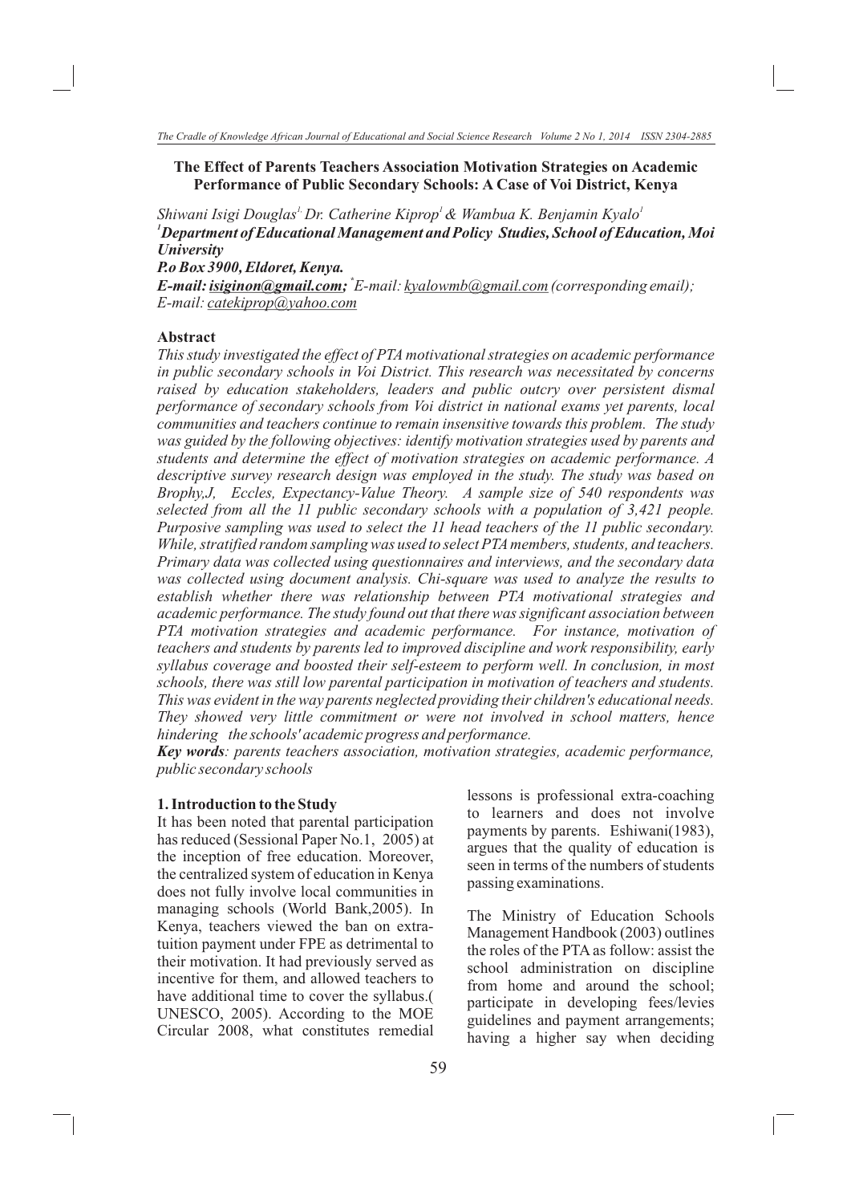# The Effect of Parents Teachers Association Motivation Strategies on Academic Performance of Public Secondary Schools: A Case of Voi District, Kenya

*Shiwani Isigi Douglas[1], Dr. Catherine Kiprop[1] & Wambua K. Benjamin Kyalo[1]*

***[1]Department of Educational Management and Policy Studies, School of Education, Moi University***

***P.o Box 3900, Eldoret, Kenya.***

***E-mail: isiginon@gmail.com;*** *\*E-mail: kyalowmb@gmail.com (corresponding email); E-mail: catekiprop@yahoo.com*

## Abstract

*This study investigated the effect of PTA motivational strategies on academic performance in public secondary schools in Voi District. This research was necessitated by concerns raised by education stakeholders, leaders and public outcry over persistent dismal performance of secondary schools from Voi district in national exams yet parents, local communities and teachers continue to remain insensitive towards this problem. The study was guided by the following objectives: identify motivation strategies used by parents and students and determine the effect of motivation strategies on academic performance. A descriptive survey research design was employed in the study. The study was based on Brophy,J, Eccles, Expectancy-Value Theory. A sample size of 540 respondents was selected from all the 11 public secondary schools with a population of 3,421 people. Purposive sampling was used to select the 11 head teachers of the 11 public secondary. While, stratified random sampling was used to select PTA members, students, and teachers. Primary data was collected using questionnaires and interviews, and the secondary data was collected using document analysis. Chi-square was used to analyze the results to establish whether there was relationship between PTA motivational strategies and academic performance. The study found out that there was significant association between PTA motivation strategies and academic performance. For instance, motivation of teachers and students by parents led to improved discipline and work responsibility, early syllabus coverage and boosted their self-esteem to perform well. In conclusion, in most schools, there was still low parental participation in motivation of teachers and students. This was evident in the way parents neglected providing their children's educational needs. They showed very little commitment or were not involved in school matters, hence hindering the schools' academic progress and performance.*

***Key words****: parents teachers association, motivation strategies, academic performance, public secondary schools*

## 1. Introduction to the Study

It has been noted that parental participation has reduced (Sessional Paper No.1, 2005) at the inception of free education. Moreover, the centralized system of education in Kenya does not fully involve local communities in managing schools (World Bank,2005). In Kenya, teachers viewed the ban on extra-tuition payment under FPE as detrimental to their motivation. It had previously served as incentive for them, and allowed teachers to have additional time to cover the syllabus.( UNESCO, 2005). According to the MOE Circular 2008, what constitutes remedial lessons is professional extra-coaching to learners and does not involve payments by parents. Eshiwani(1983), argues that the quality of education is seen in terms of the numbers of students passing examinations.

The Ministry of Education Schools Management Handbook (2003) outlines the roles of the PTA as follow: assist the school administration on discipline from home and around the school; participate in developing fees/levies guidelines and payment arrangements; having a higher say when deciding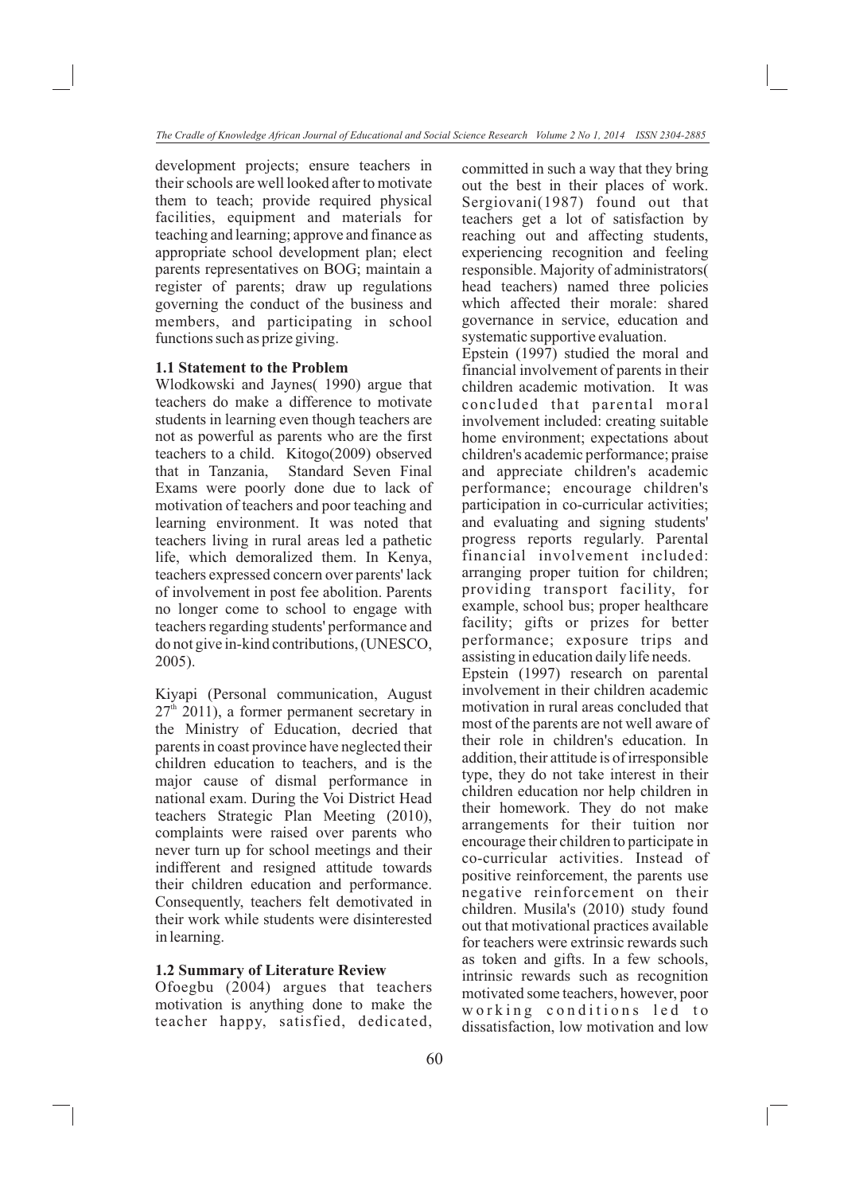development projects; ensure teachers in their schools are well looked after to motivate them to teach; provide required physical facilities, equipment and materials for teaching and learning; approve and finance as appropriate school development plan; elect parents representatives on BOG; maintain a register of parents; draw up regulations governing the conduct of the business and members, and participating in school functions such as prize giving.

### 1.1 Statement to the Problem

Wlodkowski and Jaynes( 1990) argue that teachers do make a difference to motivate students in learning even though teachers are not as powerful as parents who are the first teachers to a child. Kitogo(2009) observed that in Tanzania, Standard Seven Final Exams were poorly done due to lack of motivation of teachers and poor teaching and learning environment. It was noted that teachers living in rural areas led a pathetic life, which demoralized them. In Kenya, teachers expressed concern over parents' lack of involvement in post fee abolition. Parents no longer come to school to engage with teachers regarding students' performance and do not give in-kind contributions, (UNESCO, 2005).

Kiyapi (Personal communication, August 27th 2011), a former permanent secretary in the Ministry of Education, decried that parents in coast province have neglected their children education to teachers, and is the major cause of dismal performance in national exam. During the Voi District Head teachers Strategic Plan Meeting (2010), complaints were raised over parents who never turn up for school meetings and their indifferent and resigned attitude towards their children education and performance. Consequently, teachers felt demotivated in their work while students were disinterested in learning.

### 1.2 Summary of Literature Review

Ofoegbu (2004) argues that teachers motivation is anything done to make the teacher happy, satisfied, dedicated, committed in such a way that they bring out the best in their places of work. Sergiovani(1987) found out that teachers get a lot of satisfaction by reaching out and affecting students, experiencing recognition and feeling responsible. Majority of administrators( head teachers) named three policies which affected their morale: shared governance in service, education and systematic supportive evaluation.

Epstein (1997) studied the moral and financial involvement of parents in their children academic motivation. It was concluded that parental moral involvement included: creating suitable home environment; expectations about children's academic performance; praise and appreciate children's academic performance; encourage children's participation in co-curricular activities; and evaluating and signing students' progress reports regularly. Parental financial involvement included: arranging proper tuition for children; providing transport facility, for example, school bus; proper healthcare facility; gifts or prizes for better performance; exposure trips and assisting in education daily life needs.

Epstein (1997) research on parental involvement in their children academic motivation in rural areas concluded that most of the parents are not well aware of their role in children's education. In addition, their attitude is of irresponsible type, they do not take interest in their children education nor help children in their homework. They do not make arrangements for their tuition nor encourage their children to participate in co-curricular activities. Instead of positive reinforcement, the parents use negative reinforcement on their children. Musila's (2010) study found out that motivational practices available for teachers were extrinsic rewards such as token and gifts. In a few schools, intrinsic rewards such as recognition motivated some teachers, however, poor working conditions led to dissatisfaction, low motivation and low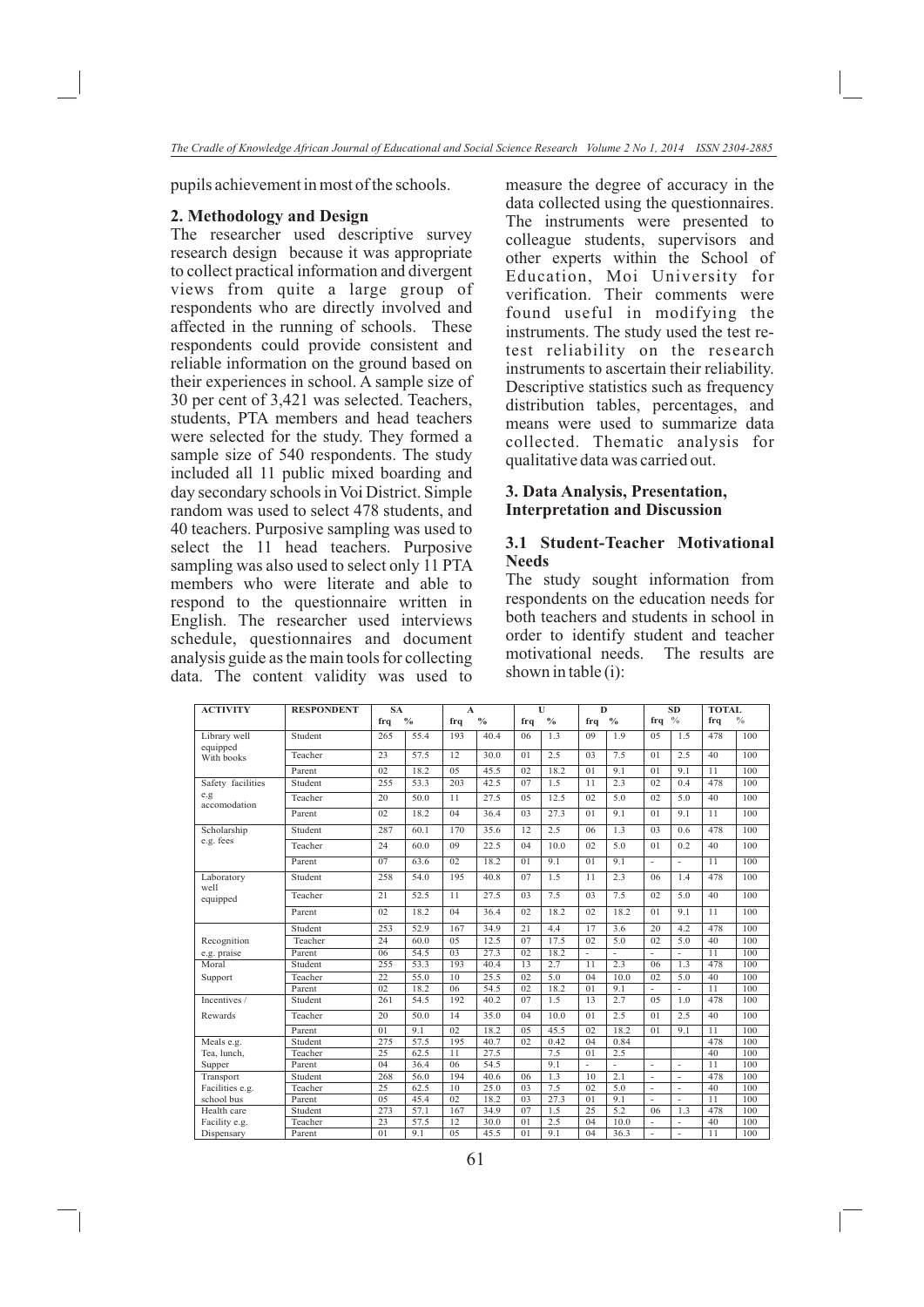pupils achievement in most of the schools.

## 2. Methodology and Design

The researcher used descriptive survey research design because it was appropriate to collect practical information and divergent views from quite a large group of respondents who are directly involved and affected in the running of schools. These respondents could provide consistent and reliable information on the ground based on their experiences in school. A sample size of 30 per cent of 3,421 was selected. Teachers, students, PTA members and head teachers were selected for the study. They formed a sample size of 540 respondents. The study included all 11 public mixed boarding and day secondary schools in Voi District. Simple random was used to select 478 students, and 40 teachers. Purposive sampling was used to select the 11 head teachers. Purposive sampling was also used to select only 11 PTA members who were literate and able to respond to the questionnaire written in English. The researcher used interviews schedule, questionnaires and document analysis guide as the main tools for collecting data. The content validity was used to measure the degree of accuracy in the data collected using the questionnaires. The instruments were presented to colleague students, supervisors and other experts within the School of Education, Moi University for verification. Their comments were found useful in modifying the instruments. The study used the test re-test reliability on the research instruments to ascertain their reliability. Descriptive statistics such as frequency distribution tables, percentages, and means were used to summarize data collected. Thematic analysis for qualitative data was carried out.

## 3. Data Analysis, Presentation, Interpretation and Discussion

### 3.1 Student-Teacher Motivational Needs

The study sought information from respondents on the education needs for both teachers and students in school in order to identify student and teacher motivational needs. The results are shown in table (i):

| ACTIVITY | RESPONDENT | SA | | A | | U | | D | | SD | | TOTAL | |
|---|---|---|---|---|---|---|---|---|---|---|---|---|---|
| | | frq | % | frq | % | frq | % | frq | % | frq | % | frq | % |
| Library well equipped With books | Student | 265 | 55.4 | 193 | 40.4 | 06 | 1.3 | 09 | 1.9 | 05 | 1.5 | 478 | 100 |
| | Teacher | 23 | 57.5 | 12 | 30.0 | 01 | 2.5 | 03 | 7.5 | 01 | 2.5 | 40 | 100 |
| | Parent | 02 | 18.2 | 05 | 45.5 | 02 | 18.2 | 01 | 9.1 | 01 | 9.1 | 11 | 100 |
| Safety facilities e.g accomodation | Student | 255 | 53.3 | 203 | 42.5 | 07 | 1.5 | 11 | 2.3 | 02 | 0.4 | 478 | 100 |
| | Teacher | 20 | 50.0 | 11 | 27.5 | 05 | 12.5 | 02 | 5.0 | 02 | 5.0 | 40 | 100 |
| | Parent | 02 | 18.2 | 04 | 36.4 | 03 | 27.3 | 01 | 9.1 | 01 | 9.1 | 11 | 100 |
| Scholarship e.g. fees | Student | 287 | 60.1 | 170 | 35.6 | 12 | 2.5 | 06 | 1.3 | 03 | 0.6 | 478 | 100 |
| | Teacher | 24 | 60.0 | 09 | 22.5 | 04 | 10.0 | 02 | 5.0 | 01 | 0.2 | 40 | 100 |
| | Parent | 07 | 63.6 | 02 | 18.2 | 01 | 9.1 | 01 | 9.1 | - | - | 11 | 100 |
| Laboratory well equipped | Student | 258 | 54.0 | 195 | 40.8 | 07 | 1.5 | 11 | 2.3 | 06 | 1.4 | 478 | 100 |
| | Teacher | 21 | 52.5 | 11 | 27.5 | 03 | 7.5 | 03 | 7.5 | 02 | 5.0 | 40 | 100 |
| | Parent | 02 | 18.2 | 04 | 36.4 | 02 | 18.2 | 02 | 18.2 | 01 | 9.1 | 11 | 100 |
| Recognition e.g. praise | Student | 253 | 52.9 | 167 | 34.9 | 21 | 4.4 | 17 | 3.6 | 20 | 4.2 | 478 | 100 |
| | Teacher | 24 | 60.0 | 05 | 12.5 | 07 | 17.5 | 02 | 5.0 | 02 | 5.0 | 40 | 100 |
| | Parent | 06 | 54.5 | 03 | 27.3 | 02 | 18.2 | - | - | - | - | 11 | 100 |
| Moral Support | Student | 255 | 53.3 | 193 | 40.4 | 13 | 2.7 | 11 | 2.3 | 06 | 1.3 | 478 | 100 |
| | Teacher | 22 | 55.0 | 10 | 25.5 | 02 | 5.0 | 04 | 10.0 | 02 | 5.0 | 40 | 100 |
| | Parent | 02 | 18.2 | 06 | 54.5 | 02 | 18.2 | 01 | 9.1 | - | - | 11 | 100 |
| Incentives / Rewards | Student | 261 | 54.5 | 192 | 40.2 | 07 | 1.5 | 13 | 2.7 | 05 | 1.0 | 478 | 100 |
| | Teacher | 20 | 50.0 | 14 | 35.0 | 04 | 10.0 | 01 | 2.5 | 01 | 2.5 | 40 | 100 |
| | Parent | 01 | 9.1 | 02 | 18.2 | 05 | 45.5 | 02 | 18.2 | 01 | 9.1 | 11 | 100 |
| Meals e.g. Tea, lunch, Supper | Student | 275 | 57.5 | 195 | 40.7 | 02 | 0.42 | 04 | 0.84 | | | 478 | 100 |
| | Teacher | 25 | 62.5 | 11 | 27.5 | | 7.5 | 01 | 2.5 | | | 40 | 100 |
| | Parent | 04 | 36.4 | 06 | 54.5 | | 9.1 | - | - | - | - | 11 | 100 |
| Transport Facilities e.g. school bus | Student | 268 | 56.0 | 194 | 40.6 | 06 | 1.3 | 10 | 2.1 | - | - | 478 | 100 |
| | Teacher | 25 | 62.5 | 10 | 25.0 | 03 | 7.5 | 02 | 5.0 | - | - | 40 | 100 |
| | Parent | 05 | 45.4 | 02 | 18.2 | 03 | 27.3 | 01 | 9.1 | - | - | 11 | 100 |
| Health care Facility e.g. Dispensary | Student | 273 | 57.1 | 167 | 34.9 | 07 | 1.5 | 25 | 5.2 | 06 | 1.3 | 478 | 100 |
| | Teacher | 23 | 57.5 | 12 | 30.0 | 01 | 2.5 | 04 | 10.0 | - | - | 40 | 100 |
| | Parent | 01 | 9.1 | 05 | 45.5 | 01 | 9.1 | 04 | 36.3 | - | - | 11 | 100 |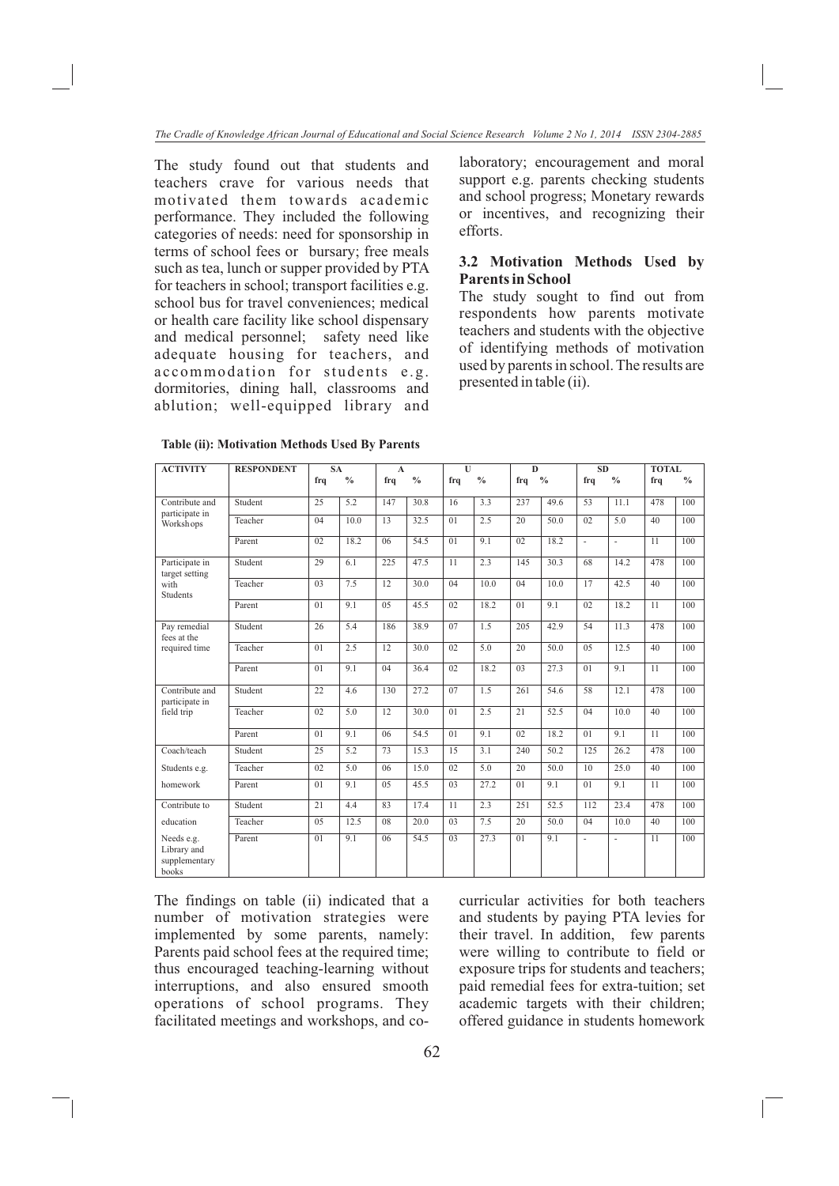The study found out that students and teachers crave for various needs that motivated them towards academic performance. They included the following categories of needs: need for sponsorship in terms of school fees or bursary; free meals such as tea, lunch or supper provided by PTA for teachers in school; transport facilities e.g. school bus for travel conveniences; medical or health care facility like school dispensary and medical personnel; safety need like adequate housing for teachers, and accommodation for students e.g. dormitories, dining hall, classrooms and ablution; well-equipped library and laboratory; encouragement and moral support e.g. parents checking students and school progress; Monetary rewards or incentives, and recognizing their efforts.

### 3.2 Motivation Methods Used by Parents in School

The study sought to find out from respondents how parents motivate teachers and students with the objective of identifying methods of motivation used by parents in school. The results are presented in table (ii).

**Table (ii): Motivation Methods Used By Parents**

| ACTIVITY | RESPONDENT | SA | | A | | U | | D | | SD | | TOTAL | |
|---|---|---|---|---|---|---|---|---|---|---|---|---|---|
| | | frq | % | frq | % | frq | % | frq | % | frq | % | frq | % |
| Contribute and participate in Workshops | Student | 25 | 5.2 | 147 | 30.8 | 16 | 3.3 | 237 | 49.6 | 53 | 11.1 | 478 | 100 |
| | Teacher | 04 | 10.0 | 13 | 32.5 | 01 | 2.5 | 20 | 50.0 | 02 | 5.0 | 40 | 100 |
| | Parent | 02 | 18.2 | 06 | 54.5 | 01 | 9.1 | 02 | 18.2 | - | - | 11 | 100 |
| Participate in target setting with Students | Student | 29 | 6.1 | 225 | 47.5 | 11 | 2.3 | 145 | 30.3 | 68 | 14.2 | 478 | 100 |
| | Teacher | 03 | 7.5 | 12 | 30.0 | 04 | 10.0 | 04 | 10.0 | 17 | 42.5 | 40 | 100 |
| | Parent | 01 | 9.1 | 05 | 45.5 | 02 | 18.2 | 01 | 9.1 | 02 | 18.2 | 11 | 100 |
| Pay remedial fees at the required time | Student | 26 | 5.4 | 186 | 38.9 | 07 | 1.5 | 205 | 42.9 | 54 | 11.3 | 478 | 100 |
| | Teacher | 01 | 2.5 | 12 | 30.0 | 02 | 5.0 | 20 | 50.0 | 05 | 12.5 | 40 | 100 |
| | Parent | 01 | 9.1 | 04 | 36.4 | 02 | 18.2 | 03 | 27.3 | 01 | 9.1 | 11 | 100 |
| Contribute and participate in field trip | Student | 22 | 4.6 | 130 | 27.2 | 07 | 1.5 | 261 | 54.6 | 58 | 12.1 | 478 | 100 |
| | Teacher | 02 | 5.0 | 12 | 30.0 | 01 | 2.5 | 21 | 52.5 | 04 | 10.0 | 40 | 100 |
| | Parent | 01 | 9.1 | 06 | 54.5 | 01 | 9.1 | 02 | 18.2 | 01 | 9.1 | 11 | 100 |
| Coach/teach Students e.g. homework | Student | 25 | 5.2 | 73 | 15.3 | 15 | 3.1 | 240 | 50.2 | 125 | 26.2 | 478 | 100 |
| | Teacher | 02 | 5.0 | 06 | 15.0 | 02 | 5.0 | 20 | 50.0 | 10 | 25.0 | 40 | 100 |
| | Parent | 01 | 9.1 | 05 | 45.5 | 03 | 27.2 | 01 | 9.1 | 01 | 9.1 | 11 | 100 |
| Contribute to education Needs e.g. Library and supplementary books | Student | 21 | 4.4 | 83 | 17.4 | 11 | 2.3 | 251 | 52.5 | 112 | 23.4 | 478 | 100 |
| | Teacher | 05 | 12.5 | 08 | 20.0 | 03 | 7.5 | 20 | 50.0 | 04 | 10.0 | 40 | 100 |
| | Parent | 01 | 9.1 | 06 | 54.5 | 03 | 27.3 | 01 | 9.1 | - | - | 11 | 100 |

The findings on table (ii) indicated that a number of motivation strategies were implemented by some parents, namely: Parents paid school fees at the required time; thus encouraged teaching-learning without interruptions, and also ensured smooth operations of school programs. They facilitated meetings and workshops, and co-curricular activities for both teachers and students by paying PTA levies for their travel. In addition, few parents were willing to contribute to field or exposure trips for students and teachers; paid remedial fees for extra-tuition; set academic targets with their children; offered guidance in students homework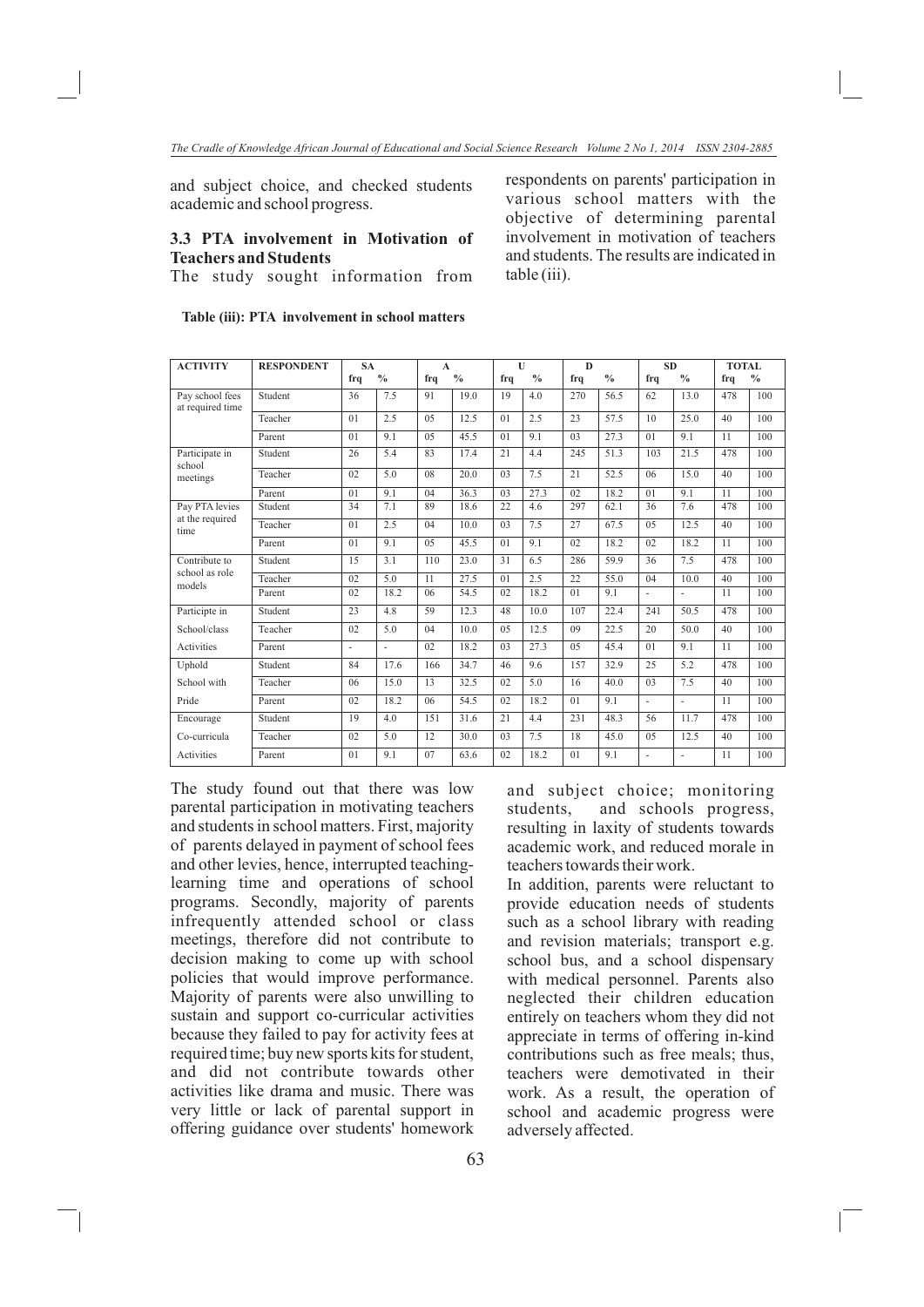and subject choice, and checked students academic and school progress.

### 3.3 PTA involvement in Motivation of Teachers and Students

The study sought information from respondents on parents' participation in various school matters with the objective of determining parental involvement in motivation of teachers and students. The results are indicated in table (iii).

**Table (iii): PTA involvement in school matters**

| ACTIVITY | RESPONDENT | SA | | A | | U | | D | | SD | | TOTAL | |
|---|---|---|---|---|---|---|---|---|---|---|---|---|---|
| | | frq | % | frq | % | frq | % | frq | % | frq | % | frq | % |
| Pay school fees at required time | Student | 36 | 7.5 | 91 | 19.0 | 19 | 4.0 | 270 | 56.5 | 62 | 13.0 | 478 | 100 |
| | Teacher | 01 | 2.5 | 05 | 12.5 | 01 | 2.5 | 23 | 57.5 | 10 | 25.0 | 40 | 100 |
| | Parent | 01 | 9.1 | 05 | 45.5 | 01 | 9.1 | 03 | 27.3 | 01 | 9.1 | 11 | 100 |
| Participate in school meetings | Student | 26 | 5.4 | 83 | 17.4 | 21 | 4.4 | 245 | 51.3 | 103 | 21.5 | 478 | 100 |
| | Teacher | 02 | 5.0 | 08 | 20.0 | 03 | 7.5 | 21 | 52.5 | 06 | 15.0 | 40 | 100 |
| | Parent | 01 | 9.1 | 04 | 36.3 | 03 | 27.3 | 02 | 18.2 | 01 | 9.1 | 11 | 100 |
| Pay PTA levies at the required time | Student | 34 | 7.1 | 89 | 18.6 | 22 | 4.6 | 297 | 62.1 | 36 | 7.6 | 478 | 100 |
| | Teacher | 01 | 2.5 | 04 | 10.0 | 03 | 7.5 | 27 | 67.5 | 05 | 12.5 | 40 | 100 |
| | Parent | 01 | 9.1 | 05 | 45.5 | 01 | 9.1 | 02 | 18.2 | 02 | 18.2 | 11 | 100 |
| Contribute to school as role models | Student | 15 | 3.1 | 110 | 23.0 | 31 | 6.5 | 286 | 59.9 | 36 | 7.5 | 478 | 100 |
| | Teacher | 02 | 5.0 | 11 | 27.5 | 01 | 2.5 | 22 | 55.0 | 04 | 10.0 | 40 | 100 |
| | Parent | 02 | 18.2 | 06 | 54.5 | 02 | 18.2 | 01 | 9.1 | - | - | 11 | 100 |
| Participte in School/class Activities | Student | 23 | 4.8 | 59 | 12.3 | 48 | 10.0 | 107 | 22.4 | 241 | 50.5 | 478 | 100 |
| | Teacher | 02 | 5.0 | 04 | 10.0 | 05 | 12.5 | 09 | 22.5 | 20 | 50.0 | 40 | 100 |
| | Parent | - | - | 02 | 18.2 | 03 | 27.3 | 05 | 45.4 | 01 | 9.1 | 11 | 100 |
| Uphold School with Pride | Student | 84 | 17.6 | 166 | 34.7 | 46 | 9.6 | 157 | 32.9 | 25 | 5.2 | 478 | 100 |
| | Teacher | 06 | 15.0 | 13 | 32.5 | 02 | 5.0 | 16 | 40.0 | 03 | 7.5 | 40 | 100 |
| | Parent | 02 | 18.2 | 06 | 54.5 | 02 | 18.2 | 01 | 9.1 | - | - | 11 | 100 |
| Encourage Co-curricula Activities | Student | 19 | 4.0 | 151 | 31.6 | 21 | 4.4 | 231 | 48.3 | 56 | 11.7 | 478 | 100 |
| | Teacher | 02 | 5.0 | 12 | 30.0 | 03 | 7.5 | 18 | 45.0 | 05 | 12.5 | 40 | 100 |
| | Parent | 01 | 9.1 | 07 | 63.6 | 02 | 18.2 | 01 | 9.1 | - | - | 11 | 100 |

The study found out that there was low parental participation in motivating teachers and students in school matters. First, majority of parents delayed in payment of school fees and other levies, hence, interrupted teaching-learning time and operations of school programs. Secondly, majority of parents infrequently attended school or class meetings, therefore did not contribute to decision making to come up with school policies that would improve performance. Majority of parents were also unwilling to sustain and support co-curricular activities because they failed to pay for activity fees at required time; buy new sports kits for student, and did not contribute towards other activities like drama and music. There was very little or lack of parental support in offering guidance over students' homework and subject choice; monitoring students, and schools progress, resulting in laxity of students towards academic work, and reduced morale in teachers towards their work.

In addition, parents were reluctant to provide education needs of students such as a school library with reading and revision materials; transport e.g. school bus, and a school dispensary with medical personnel. Parents also neglected their children education entirely on teachers whom they did not appreciate in terms of offering in-kind contributions such as free meals; thus, teachers were demotivated in their work. As a result, the operation of school and academic progress were adversely affected.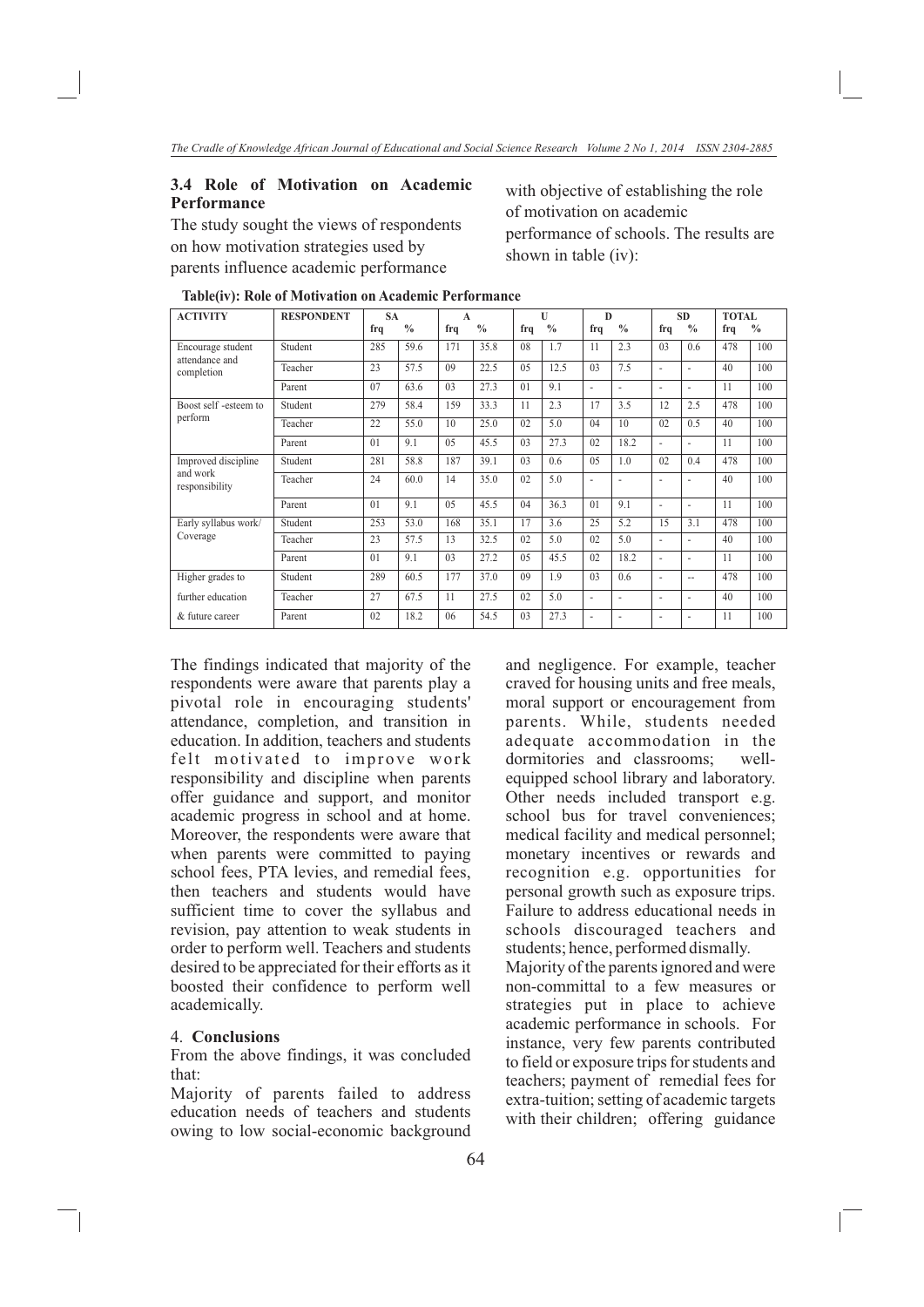### 3.4 Role of Motivation on Academic Performance

The study sought the views of respondents on how motivation strategies used by parents influence academic performance with objective of establishing the role of motivation on academic performance of schools. The results are shown in table (iv):

**Table(iv): Role of Motivation on Academic Performance**

| ACTIVITY | RESPONDENT | SA | | A | | U | | D | | SD | | TOTAL | |
|---|---|---|---|---|---|---|---|---|---|---|---|---|---|
| | | frq | % | frq | % | frq | % | frq | % | frq | % | frq | % |
| Encourage student attendance and completion | Student | 285 | 59.6 | 171 | 35.8 | 08 | 1.7 | 11 | 2.3 | 03 | 0.6 | 478 | 100 |
| | Teacher | 23 | 57.5 | 09 | 22.5 | 05 | 12.5 | 03 | 7.5 | - | - | 40 | 100 |
| | Parent | 07 | 63.6 | 03 | 27.3 | 01 | 9.1 | - | - | - | - | 11 | 100 |
| Boost self -esteem to perform | Student | 279 | 58.4 | 159 | 33.3 | 11 | 2.3 | 17 | 3.5 | 12 | 2.5 | 478 | 100 |
| | Teacher | 22 | 55.0 | 10 | 25.0 | 02 | 5.0 | 04 | 10 | 02 | 0.5 | 40 | 100 |
| | Parent | 01 | 9.1 | 05 | 45.5 | 03 | 27.3 | 02 | 18.2 | - | - | 11 | 100 |
| Improved discipline and work responsibility | Student | 281 | 58.8 | 187 | 39.1 | 03 | 0.6 | 05 | 1.0 | 02 | 0.4 | 478 | 100 |
| | Teacher | 24 | 60.0 | 14 | 35.0 | 02 | 5.0 | - | - | - | - | 40 | 100 |
| | Parent | 01 | 9.1 | 05 | 45.5 | 04 | 36.3 | 01 | 9.1 | - | - | 11 | 100 |
| Early syllabus work/ Coverage | Student | 253 | 53.0 | 168 | 35.1 | 17 | 3.6 | 25 | 5.2 | 15 | 3.1 | 478 | 100 |
| | Teacher | 23 | 57.5 | 13 | 32.5 | 02 | 5.0 | 02 | 5.0 | - | - | 40 | 100 |
| | Parent | 01 | 9.1 | 03 | 27.2 | 05 | 45.5 | 02 | 18.2 | - | - | 11 | 100 |
| Higher grades to | Student | 289 | 60.5 | 177 | 37.0 | 09 | 1.9 | 03 | 0.6 | - | -- | 478 | 100 |
| further education | Teacher | 27 | 67.5 | 11 | 27.5 | 02 | 5.0 | - | - | - | - | 40 | 100 |
| & future career | Parent | 02 | 18.2 | 06 | 54.5 | 03 | 27.3 | - | - | - | - | 11 | 100 |

The findings indicated that majority of the respondents were aware that parents play a pivotal role in encouraging students' attendance, completion, and transition in education. In addition, teachers and students felt motivated to improve work responsibility and discipline when parents offer guidance and support, and monitor academic progress in school and at home. Moreover, the respondents were aware that when parents were committed to paying school fees, PTA levies, and remedial fees, then teachers and students would have sufficient time to cover the syllabus and revision, pay attention to weak students in order to perform well. Teachers and students desired to be appreciated for their efforts as it boosted their confidence to perform well academically.

### 4. Conclusions

From the above findings, it was concluded that:

Majority of parents failed to address education needs of teachers and students owing to low social-economic background and negligence. For example, teacher craved for housing units and free meals, moral support or encouragement from parents. While, students needed adequate accommodation in the dormitories and classrooms; well-equipped school library and laboratory. Other needs included transport e.g. school bus for travel conveniences; medical facility and medical personnel; monetary incentives or rewards and recognition e.g. opportunities for personal growth such as exposure trips. Failure to address educational needs in schools discouraged teachers and students; hence, performed dismally.

Majority of the parents ignored and were non-committal to a few measures or strategies put in place to achieve academic performance in schools. For instance, very few parents contributed to field or exposure trips for students and teachers; payment of remedial fees for extra-tuition; setting of academic targets with their children; offering guidance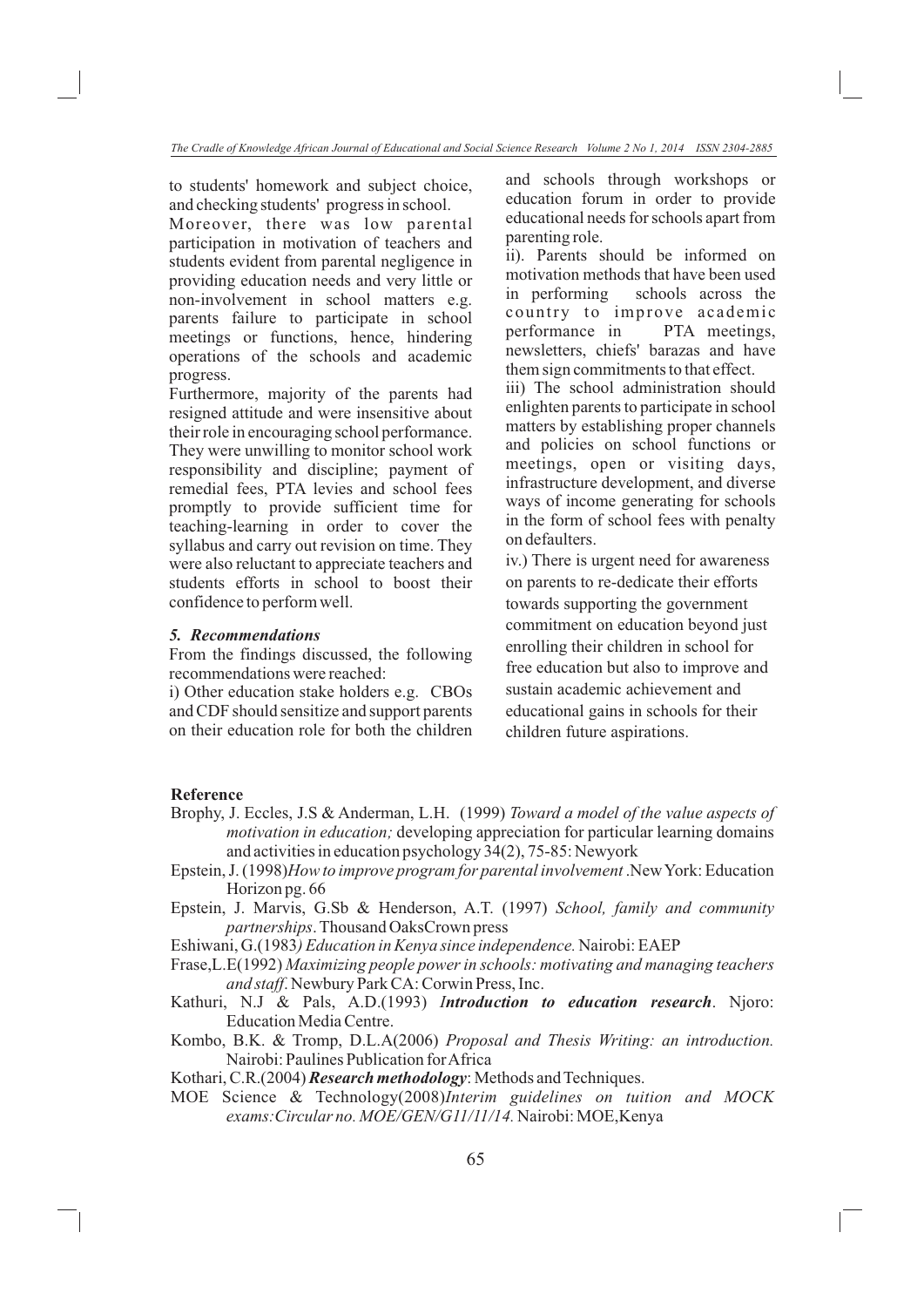to students' homework and subject choice, and checking students' progress in school.

Moreover, there was low parental participation in motivation of teachers and students evident from parental negligence in providing education needs and very little or non-involvement in school matters e.g. parents failure to participate in school meetings or functions, hence, hindering operations of the schools and academic progress.

Furthermore, majority of the parents had resigned attitude and were insensitive about their role in encouraging school performance. They were unwilling to monitor school work responsibility and discipline; payment of remedial fees, PTA levies and school fees promptly to provide sufficient time for teaching-learning in order to cover the syllabus and carry out revision on time. They were also reluctant to appreciate teachers and students efforts in school to boost their confidence to perform well.

### *5. Recommendations*

From the findings discussed, the following recommendations were reached:

i) Other education stake holders e.g. CBOs and CDF should sensitize and support parents on their education role for both the children and schools through workshops or education forum in order to provide educational needs for schools apart from parenting role.

ii). Parents should be informed on motivation methods that have been used in performing schools across the country to improve academic performance in PTA meetings, newsletters, chiefs' barazas and have them sign commitments to that effect.

iii) The school administration should enlighten parents to participate in school matters by establishing proper channels and policies on school functions or meetings, open or visiting days, infrastructure development, and diverse ways of income generating for schools in the form of school fees with penalty on defaulters.

iv.) There is urgent need for awareness on parents to re-dedicate their efforts towards supporting the government commitment on education beyond just enrolling their children in school for free education but also to improve and sustain academic achievement and educational gains in schools for their children future aspirations.

**Reference**

Brophy, J. Eccles, J.S & Anderman, L.H. (1999) *Toward a model of the value aspects of motivation in education;* developing appreciation for particular learning domains and activities in education psychology 34(2), 75-85: Newyork

Epstein, J. (1998)*How to improve program for parental involvement* .New York: Education Horizon pg. 66

Epstein, J. Marvis, G.Sb & Henderson, A.T. (1997) *School, family and community partnerships*. Thousand OaksCrown press

Eshiwani, G.(1983*) Education in Kenya since independence.* Nairobi: EAEP

Frase,L.E(1992) *Maximizing people power in schools: motivating and managing teachers and staff*. Newbury Park CA: Corwin Press, Inc.

Kathuri, N.J & Pals, A.D.(1993) *I**ntroduction to education research***. Njoro: Education Media Centre.

Kombo, B.K. & Tromp, D.L.A(2006) *Proposal and Thesis Writing: an introduction.* Nairobi: Paulines Publication for Africa

Kothari, C.R.(2004) ***Research methodology***: Methods and Techniques.

MOE Science & Technology(2008)*Interim guidelines on tuition and MOCK exams:Circular no. MOE/GEN/G11/11/14.* Nairobi: MOE,Kenya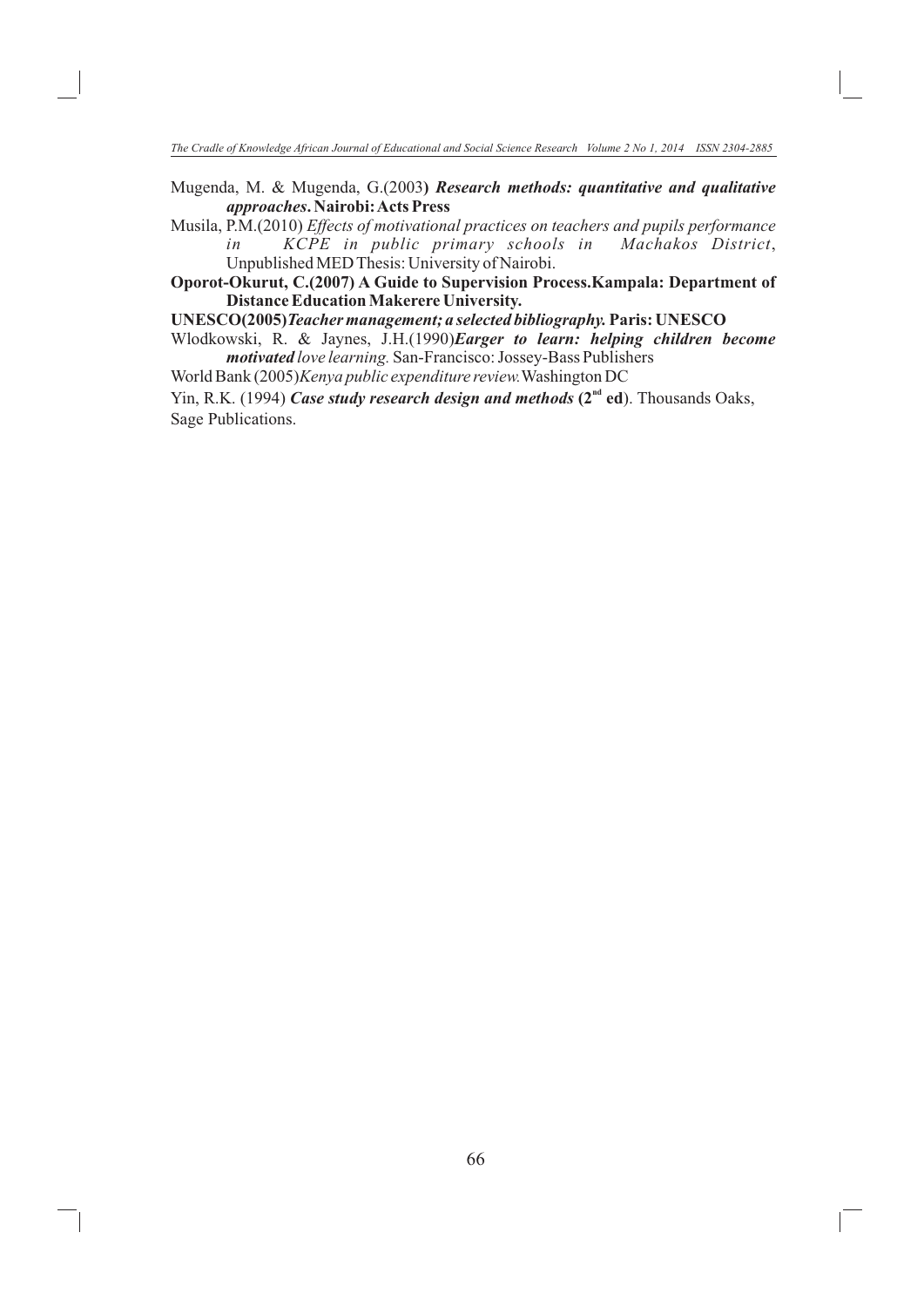Mugenda, M. & Mugenda, G.(2003**)** ***Research methods: quantitative and qualitative approaches*. Nairobi: Acts Press**

Musila, P.M.(2010) *Effects of motivational practices on teachers and pupils performance in KCPE in public primary schools in Machakos District*, Unpublished MED Thesis: University of Nairobi.

**Oporot-Okurut, C.(2007) A Guide to Supervision Process.Kampala: Department of Distance Education Makerere University.**

**UNESCO(2005)*Teacher management; a selected bibliography.* Paris: UNESCO**

Wlodkowski, R. & Jaynes, J.H.(1990)***Earger to learn: helping children become motivated*** *love learning.* San-Francisco: Jossey-Bass Publishers

World Bank (2005)*Kenya public expenditure review.*Washington DC

Yin, R.K. (1994) ***Case study research design and methods*** **(2nd ed**). Thousands Oaks, Sage Publications.